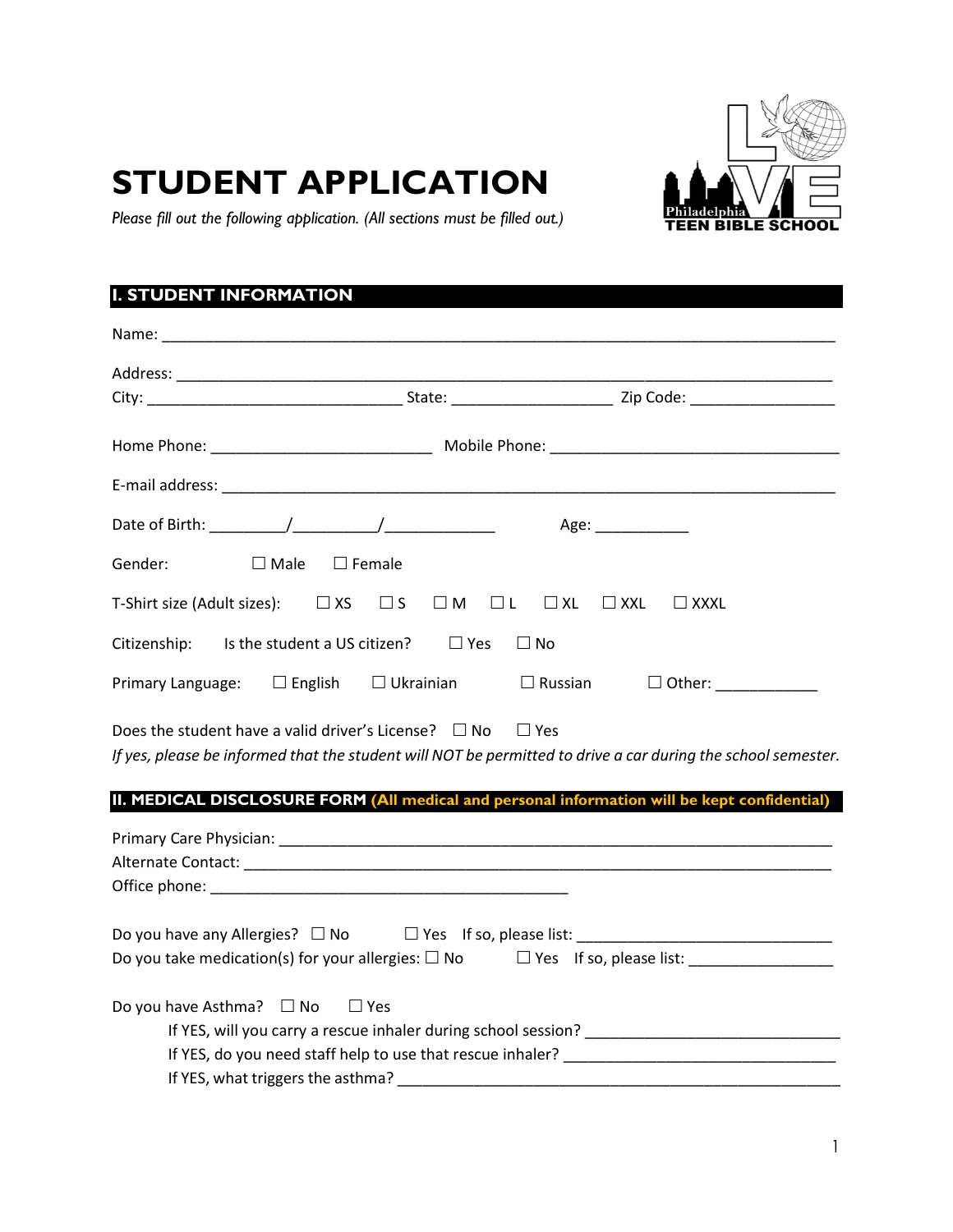# STUDENT APPLICATION

*Please fill out the following application. (All sections must be filled out.)*

Philadelphia LOVE TEEN BIBLE SCHOOL

## I. STUDENT INFORMATION

Name: ___________________________________________________________________________

Address: _________________________________________________________________________

City: ______________________________ State: __________________ Zip Code: ________________

Home Phone: _________________________ Mobile Phone: _________________________________

E-mail address: ____________________________________________________________________

Date of Birth: _________/__________/_____________ Age: ___________

Gender: ☐ Male ☐ Female

T-Shirt size (Adult sizes): ☐ XS ☐ S ☐ M ☐ L ☐ XL ☐ XXL ☐ XXXL

Citizenship: Is the student a US citizen? ☐ Yes ☐ No

Primary Language: ☐ English ☐ Ukrainian ☐ Russian ☐ Other: ____________

Does the student have a valid driver's License? ☐ No ☐ Yes

*If yes, please be informed that the student will NOT be permitted to drive a car during the school semester.*

## II. MEDICAL DISCLOSURE FORM (All medical and personal information will be kept confidential)

Primary Care Physician: ______________________________________________________________

Alternate Contact: __________________________________________________________________

Office phone: __________________________________________

Do you have any Allergies? ☐ No ☐ Yes If so, please list: ______________________________

Do you take medication(s) for your allergies: ☐ No ☐ Yes If so, please list: ________________

Do you have Asthma? ☐ No ☐ Yes

If YES, will you carry a rescue inhaler during school session? ______________________________

If YES, do you need staff help to use that rescue inhaler? ________________________________

If YES, what triggers the asthma? ____________________________________________________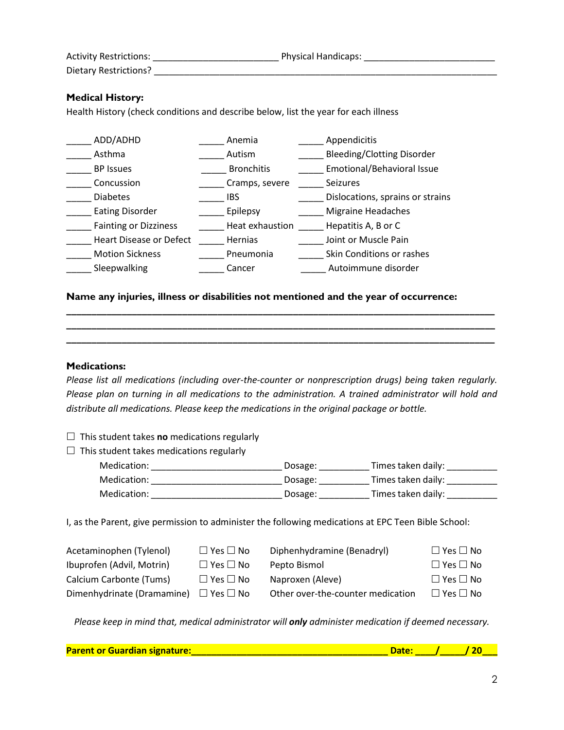Activity Restrictions: ________________________ Physical Handicaps: _________________________

Dietary Restrictions? _________________________________________________________________

**Medical History:**

Health History (check conditions and describe below, list the year for each illness

| | | |
|---|---|---|
| _____ ADD/ADHD | _____ Anemia | _____ Appendicitis |
| _____ Asthma | _____ Autism | _____ Bleeding/Clotting Disorder |
| _____ BP Issues | _____ Bronchitis | _____ Emotional/Behavioral Issue |
| _____ Concussion | _____ Cramps, severe | _____ Seizures |
| _____ Diabetes | _____ IBS | _____ Dislocations, sprains or strains |
| _____ Eating Disorder | _____ Epilepsy | _____ Migraine Headaches |
| _____ Fainting or Dizziness | _____ Heat exhaustion | _____ Hepatitis A, B or C |
| _____ Heart Disease or Defect | _____ Hernias | _____ Joint or Muscle Pain |
| _____ Motion Sickness | _____ Pneumonia | _____ Skin Conditions or rashes |
| _____ Sleepwalking | _____ Cancer | _____ Autoimmune disorder |

**Name any injuries, illness or disabilities not mentioned and the year of occurrence:**

______________________________________________________________________________

______________________________________________________________________________

______________________________________________________________________________

**Medications:**

*Please list all medications (including over-the-counter or nonprescription drugs) being taken regularly. Please plan on turning in all medications to the administration. A trained administrator will hold and distribute all medications. Please keep the medications in the original package or bottle.*

☐ This student takes **no** medications regularly

☐ This student takes medications regularly

Medication: _________________________ Dosage: __________ Times taken daily: __________

Medication: _________________________ Dosage: __________ Times taken daily: __________

Medication: _________________________ Dosage: __________ Times taken daily: __________

I, as the Parent, give permission to administer the following medications at EPC Teen Bible School:

| | | | |
|---|---|---|---|
| Acetaminophen (Tylenol) | ☐ Yes ☐ No | Diphenhydramine (Benadryl) | ☐ Yes ☐ No |
| Ibuprofen (Advil, Motrin) | ☐ Yes ☐ No | Pepto Bismol | ☐ Yes ☐ No |
| Calcium Carbonte (Tums) | ☐ Yes ☐ No | Naproxen (Aleve) | ☐ Yes ☐ No |
| Dimenhydrinate (Dramamine) | ☐ Yes ☐ No | Other over-the-counter medication | ☐ Yes ☐ No |

*Please keep in mind that, medical administrator will **only** administer medication if deemed necessary.*

**Parent or Guardian signature:______________________________________ Date: ____/_____/ 20___**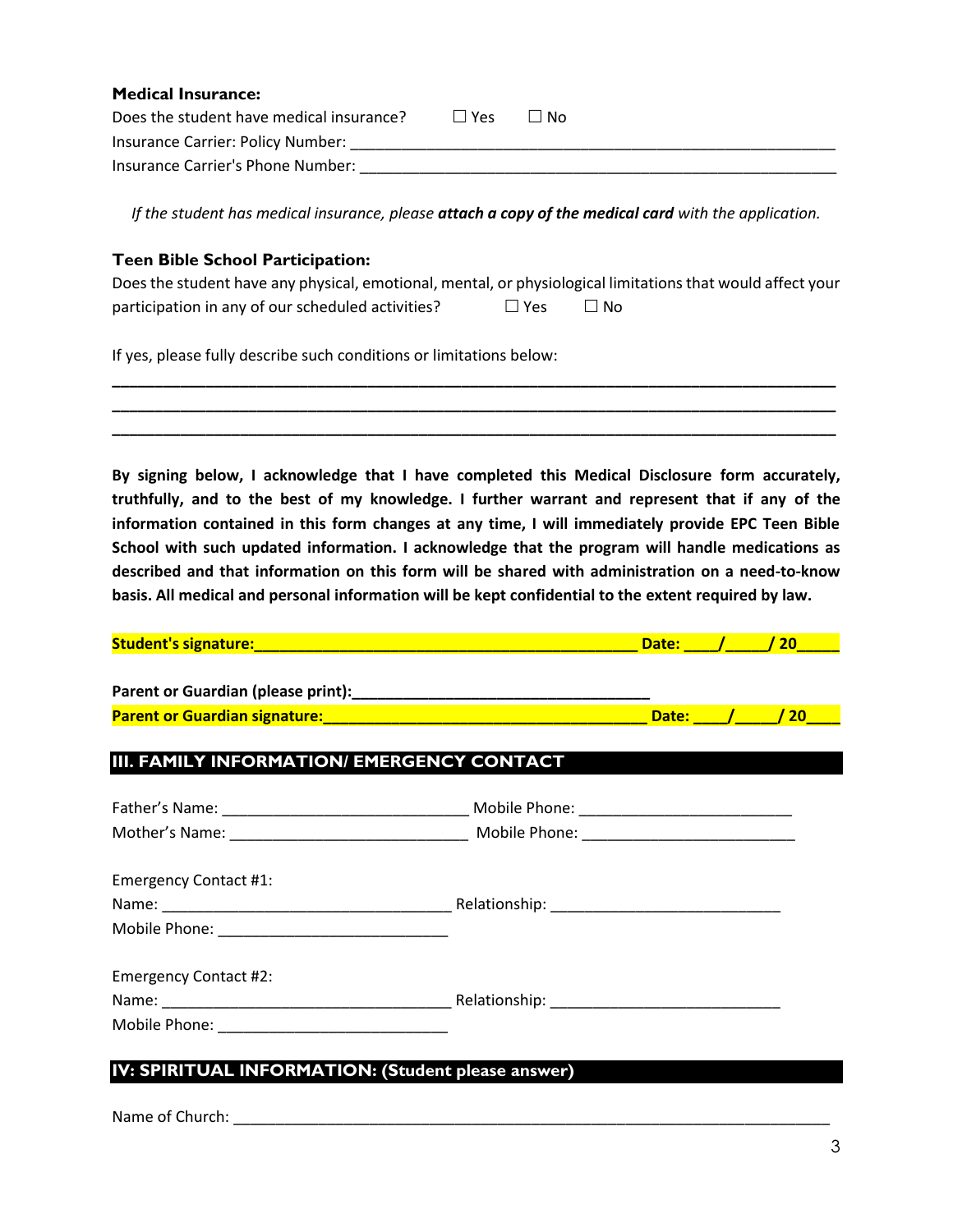**Medical Insurance:**

Does the student have medical insurance? ☐ Yes ☐ No

Insurance Carrier: Policy Number: ___________________________________________________________

Insurance Carrier's Phone Number: ___________________________________________________________

*If the student has medical insurance, please* ***attach a copy of the medical card*** *with the application.*

**Teen Bible School Participation:**

Does the student have any physical, emotional, mental, or physiological limitations that would affect your participation in any of our scheduled activities? ☐ Yes ☐ No

If yes, please fully describe such conditions or limitations below:

______________________________________________________________________________________

______________________________________________________________________________________

______________________________________________________________________________________

**By signing below, I acknowledge that I have completed this Medical Disclosure form accurately, truthfully, and to the best of my knowledge. I further warrant and represent that if any of the information contained in this form changes at any time, I will immediately provide EPC Teen Bible School with such updated information. I acknowledge that the program will handle medications as described and that information on this form will be shared with administration on a need-to-know basis. All medical and personal information will be kept confidential to the extent required by law.**

**Student's signature:___________________________________________ Date: ____/_____/ 20_____**

**Parent or Guardian (please print):___________________________________**

**Parent or Guardian signature:_____________________________________ Date: ____/_____/ 20____**

## III. FAMILY INFORMATION/ EMERGENCY CONTACT

Father's Name: ____________________________ Mobile Phone: ________________________

Mother's Name: ____________________________ Mobile Phone: ________________________

Emergency Contact #1:

Name: __________________________________ Relationship: __________________________

Mobile Phone: __________________________

Emergency Contact #2:

Name: __________________________________ Relationship: __________________________

Mobile Phone: __________________________

## IV: SPIRITUAL INFORMATION: (Student please answer)

Name of Church: ____________________________________________________________________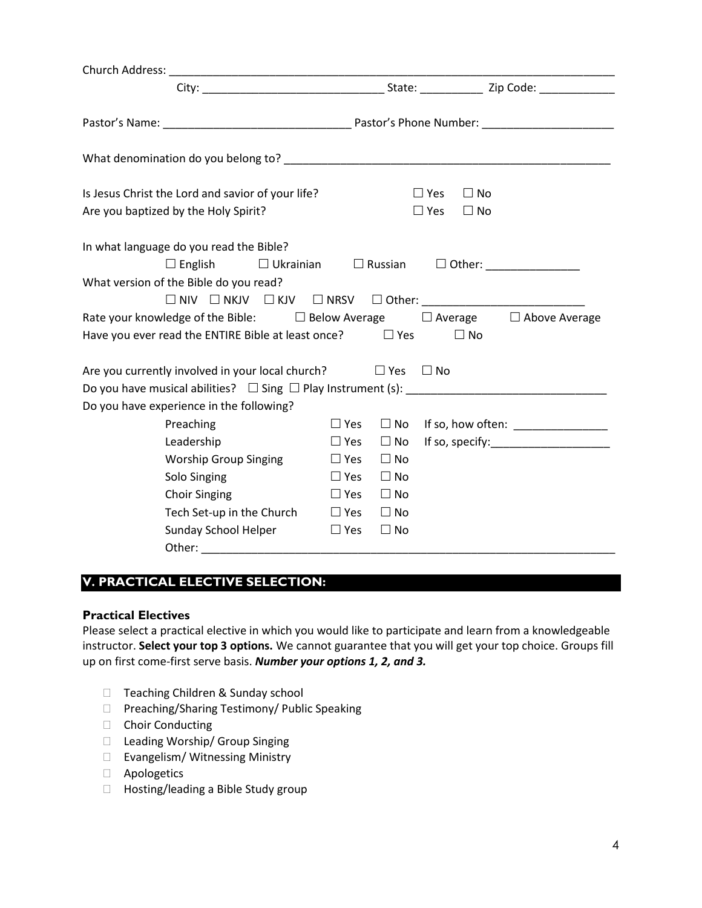Church Address: ___________________________________________________________________________

City: ____________________________ State: __________ Zip Code: ____________

Pastor's Name: _____________________________ Pastor's Phone Number: _____________________

What denomination do you belong to? _____________________________________________________

Is Jesus Christ the Lord and savior of your life? ☐ Yes ☐ No

Are you baptized by the Holy Spirit? ☐ Yes ☐ No

In what language do you read the Bible?

☐ English ☐ Ukrainian ☐ Russian ☐ Other: _______________

What version of the Bible do you read?

☐ NIV ☐ NKJV ☐ KJV ☐ NRSV ☐ Other: _________________________

Rate your knowledge of the Bible: ☐ Below Average ☐ Average ☐ Above Average

Have you ever read the ENTIRE Bible at least once? ☐ Yes ☐ No

Are you currently involved in your local church? ☐ Yes ☐ No

Do you have musical abilities? ☐ Sing ☐ Play Instrument (s): _______________________________

Do you have experience in the following?

| | | | |
|---|---|---|---|
| Preaching | ☐ Yes | ☐ No | If so, how often: _______________ |
| Leadership | ☐ Yes | ☐ No | If so, specify:___________________ |
| Worship Group Singing | ☐ Yes | ☐ No | |
| Solo Singing | ☐ Yes | ☐ No | |
| Choir Singing | ☐ Yes | ☐ No | |
| Tech Set-up in the Church | ☐ Yes | ☐ No | |
| Sunday School Helper | ☐ Yes | ☐ No | |

Other: ___________________________________________________________________

## V. PRACTICAL ELECTIVE SELECTION:

### Practical Electives

Please select a practical elective in which you would like to participate and learn from a knowledgeable instructor. **Select your top 3 options.** We cannot guarantee that you will get your top choice. Groups fill up on first come-first serve basis. ***Number your options 1, 2, and 3.***

- ☐ Teaching Children & Sunday school
- ☐ Preaching/Sharing Testimony/ Public Speaking
- ☐ Choir Conducting
- ☐ Leading Worship/ Group Singing
- ☐ Evangelism/ Witnessing Ministry
- ☐ Apologetics
- ☐ Hosting/leading a Bible Study group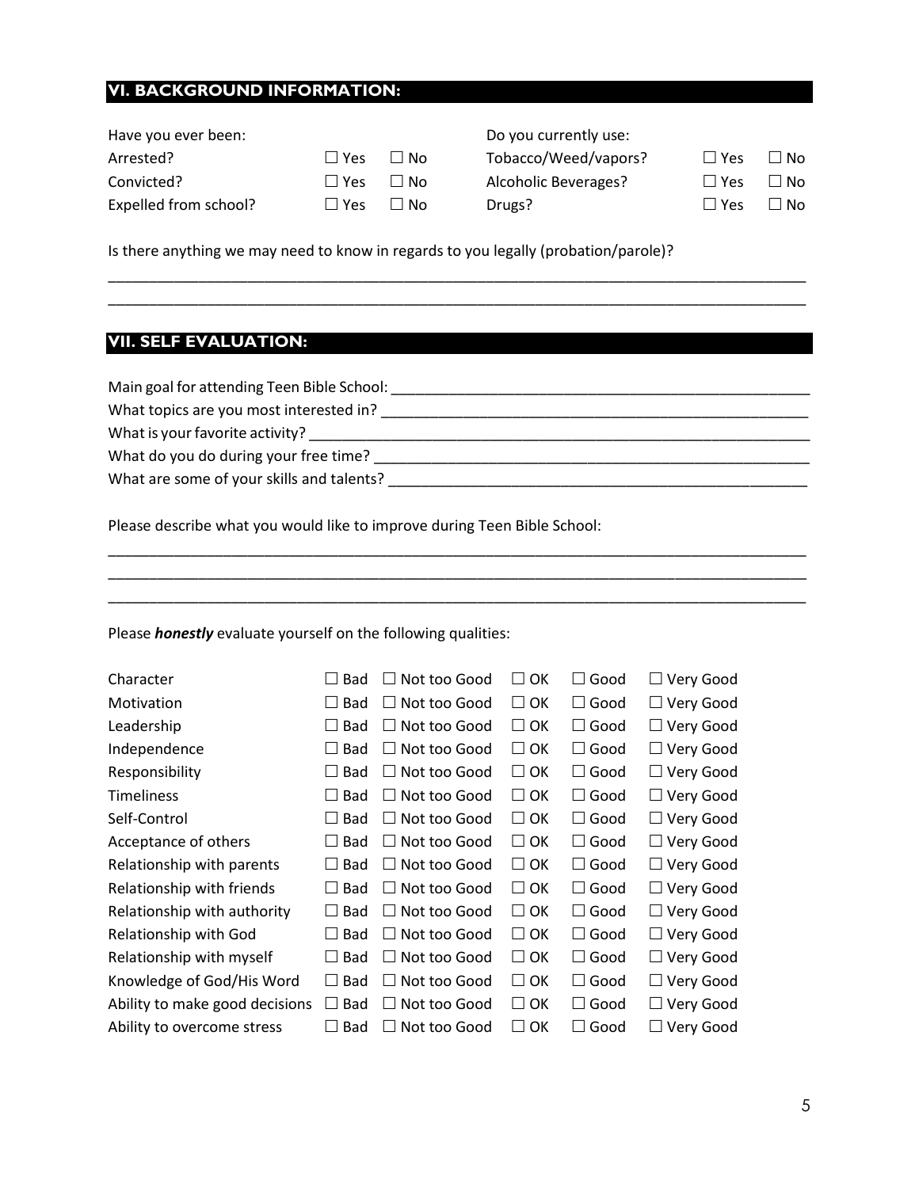## VI. BACKGROUND INFORMATION:

| Have you ever been: | | | Do you currently use: | | |
|---|---|---|---|---|---|
| Arrested? | ☐ Yes | ☐ No | Tobacco/Weed/vapors? | ☐ Yes | ☐ No |
| Convicted? | ☐ Yes | ☐ No | Alcoholic Beverages? | ☐ Yes | ☐ No |
| Expelled from school? | ☐ Yes | ☐ No | Drugs? | ☐ Yes | ☐ No |

Is there anything we may need to know in regards to you legally (probation/parole)?

_______________________________________________________________________________________
_______________________________________________________________________________________

## VII. SELF EVALUATION:

Main goal for attending Teen Bible School: ____________________________________________________

What topics are you most interested in? ____________________________________________________

What is your favorite activity? ____________________________________________________

What do you do during your free time? ____________________________________________________

What are some of your skills and talents? ____________________________________________________

Please describe what you would like to improve during Teen Bible School:

_______________________________________________________________________________________
_______________________________________________________________________________________
_______________________________________________________________________________________

Please ***honestly*** evaluate yourself on the following qualities:

| Quality | | | | | |
|---|---|---|---|---|---|
| Character | ☐ Bad | ☐ Not too Good | ☐ OK | ☐ Good | ☐ Very Good |
| Motivation | ☐ Bad | ☐ Not too Good | ☐ OK | ☐ Good | ☐ Very Good |
| Leadership | ☐ Bad | ☐ Not too Good | ☐ OK | ☐ Good | ☐ Very Good |
| Independence | ☐ Bad | ☐ Not too Good | ☐ OK | ☐ Good | ☐ Very Good |
| Responsibility | ☐ Bad | ☐ Not too Good | ☐ OK | ☐ Good | ☐ Very Good |
| Timeliness | ☐ Bad | ☐ Not too Good | ☐ OK | ☐ Good | ☐ Very Good |
| Self-Control | ☐ Bad | ☐ Not too Good | ☐ OK | ☐ Good | ☐ Very Good |
| Acceptance of others | ☐ Bad | ☐ Not too Good | ☐ OK | ☐ Good | ☐ Very Good |
| Relationship with parents | ☐ Bad | ☐ Not too Good | ☐ OK | ☐ Good | ☐ Very Good |
| Relationship with friends | ☐ Bad | ☐ Not too Good | ☐ OK | ☐ Good | ☐ Very Good |
| Relationship with authority | ☐ Bad | ☐ Not too Good | ☐ OK | ☐ Good | ☐ Very Good |
| Relationship with God | ☐ Bad | ☐ Not too Good | ☐ OK | ☐ Good | ☐ Very Good |
| Relationship with myself | ☐ Bad | ☐ Not too Good | ☐ OK | ☐ Good | ☐ Very Good |
| Knowledge of God/His Word | ☐ Bad | ☐ Not too Good | ☐ OK | ☐ Good | ☐ Very Good |
| Ability to make good decisions | ☐ Bad | ☐ Not too Good | ☐ OK | ☐ Good | ☐ Very Good |
| Ability to overcome stress | ☐ Bad | ☐ Not too Good | ☐ OK | ☐ Good | ☐ Very Good |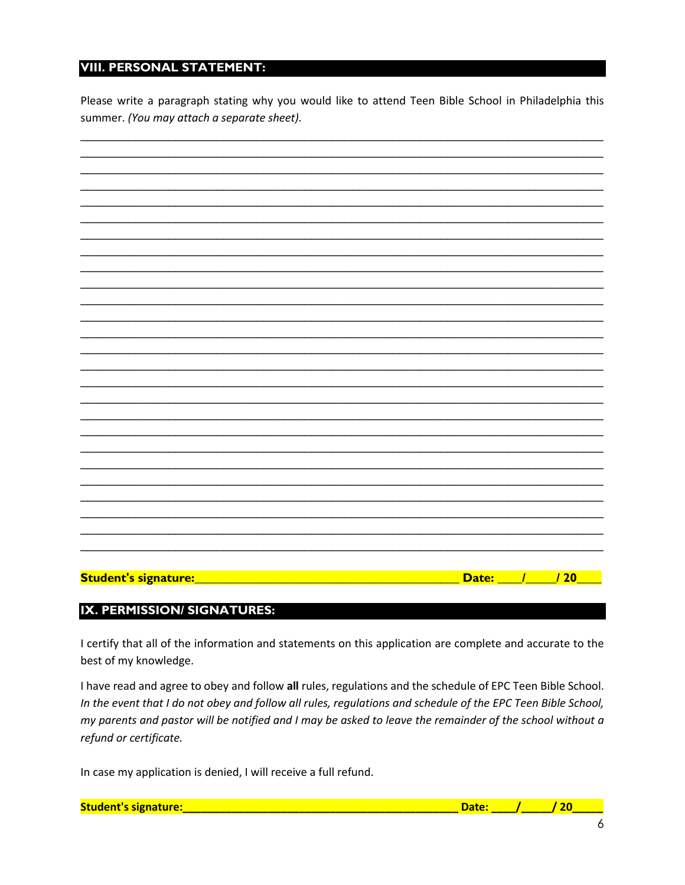## VIII. PERSONAL STATEMENT:

Please write a paragraph stating why you would like to attend Teen Bible School in Philadelphia this summer. *(You may attach a separate sheet).*

______________________________________________________________________________
______________________________________________________________________________
______________________________________________________________________________
______________________________________________________________________________
______________________________________________________________________________
______________________________________________________________________________
______________________________________________________________________________
______________________________________________________________________________
______________________________________________________________________________
______________________________________________________________________________
______________________________________________________________________________
______________________________________________________________________________
______________________________________________________________________________
______________________________________________________________________________
______________________________________________________________________________
______________________________________________________________________________
______________________________________________________________________________
______________________________________________________________________________
______________________________________________________________________________
______________________________________________________________________________
______________________________________________________________________________
______________________________________________________________________________
______________________________________________________________________________
______________________________________________________________________________
______________________________________________________________________________
______________________________________________________________________________

**Student's signature:______________________________________ Date: ____/_____/ 20____**

## IX. PERMISSION/ SIGNATURES:

I certify that all of the information and statements on this application are complete and accurate to the best of my knowledge.

I have read and agree to obey and follow **all** rules, regulations and the schedule of EPC Teen Bible School. *In the event that I do not obey and follow all rules, regulations and schedule of the EPC Teen Bible School, my parents and pastor will be notified and I may be asked to leave the remainder of the school without a refund or certificate.*

In case my application is denied, I will receive a full refund.

**Student's signature:_________________________________________ Date: ____/_____/ 20_____**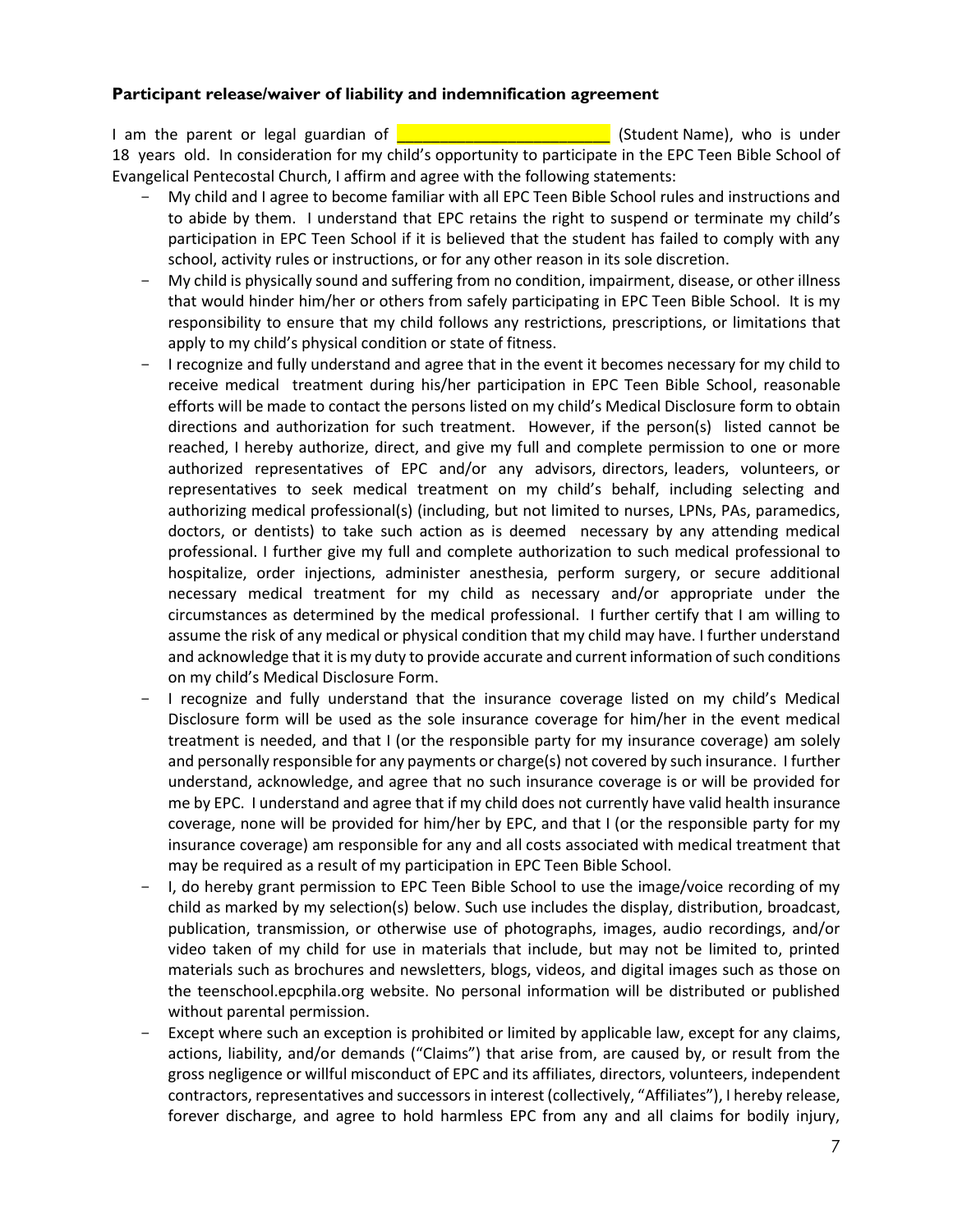**Participant release/waiver of liability and indemnification agreement**

I am the parent or legal guardian of ________________________ (Student Name), who is under 18 years old. In consideration for my child's opportunity to participate in the EPC Teen Bible School of Evangelical Pentecostal Church, I affirm and agree with the following statements:

- My child and I agree to become familiar with all EPC Teen Bible School rules and instructions and to abide by them. I understand that EPC retains the right to suspend or terminate my child's participation in EPC Teen School if it is believed that the student has failed to comply with any school, activity rules or instructions, or for any other reason in its sole discretion.
- My child is physically sound and suffering from no condition, impairment, disease, or other illness that would hinder him/her or others from safely participating in EPC Teen Bible School. It is my responsibility to ensure that my child follows any restrictions, prescriptions, or limitations that apply to my child's physical condition or state of fitness.
- I recognize and fully understand and agree that in the event it becomes necessary for my child to receive medical treatment during his/her participation in EPC Teen Bible School, reasonable efforts will be made to contact the persons listed on my child's Medical Disclosure form to obtain directions and authorization for such treatment. However, if the person(s) listed cannot be reached, I hereby authorize, direct, and give my full and complete permission to one or more authorized representatives of EPC and/or any advisors, directors, leaders, volunteers, or representatives to seek medical treatment on my child's behalf, including selecting and authorizing medical professional(s) (including, but not limited to nurses, LPNs, PAs, paramedics, doctors, or dentists) to take such action as is deemed necessary by any attending medical professional. I further give my full and complete authorization to such medical professional to hospitalize, order injections, administer anesthesia, perform surgery, or secure additional necessary medical treatment for my child as necessary and/or appropriate under the circumstances as determined by the medical professional. I further certify that I am willing to assume the risk of any medical or physical condition that my child may have. I further understand and acknowledge that it is my duty to provide accurate and current information of such conditions on my child's Medical Disclosure Form.
- I recognize and fully understand that the insurance coverage listed on my child's Medical Disclosure form will be used as the sole insurance coverage for him/her in the event medical treatment is needed, and that I (or the responsible party for my insurance coverage) am solely and personally responsible for any payments or charge(s) not covered by such insurance. I further understand, acknowledge, and agree that no such insurance coverage is or will be provided for me by EPC. I understand and agree that if my child does not currently have valid health insurance coverage, none will be provided for him/her by EPC, and that I (or the responsible party for my insurance coverage) am responsible for any and all costs associated with medical treatment that may be required as a result of my participation in EPC Teen Bible School.
- I, do hereby grant permission to EPC Teen Bible School to use the image/voice recording of my child as marked by my selection(s) below. Such use includes the display, distribution, broadcast, publication, transmission, or otherwise use of photographs, images, audio recordings, and/or video taken of my child for use in materials that include, but may not be limited to, printed materials such as brochures and newsletters, blogs, videos, and digital images such as those on the teenschool.epcphila.org website. No personal information will be distributed or published without parental permission.
- Except where such an exception is prohibited or limited by applicable law, except for any claims, actions, liability, and/or demands ("Claims") that arise from, are caused by, or result from the gross negligence or willful misconduct of EPC and its affiliates, directors, volunteers, independent contractors, representatives and successors in interest (collectively, "Affiliates"), I hereby release, forever discharge, and agree to hold harmless EPC from any and all claims for bodily injury,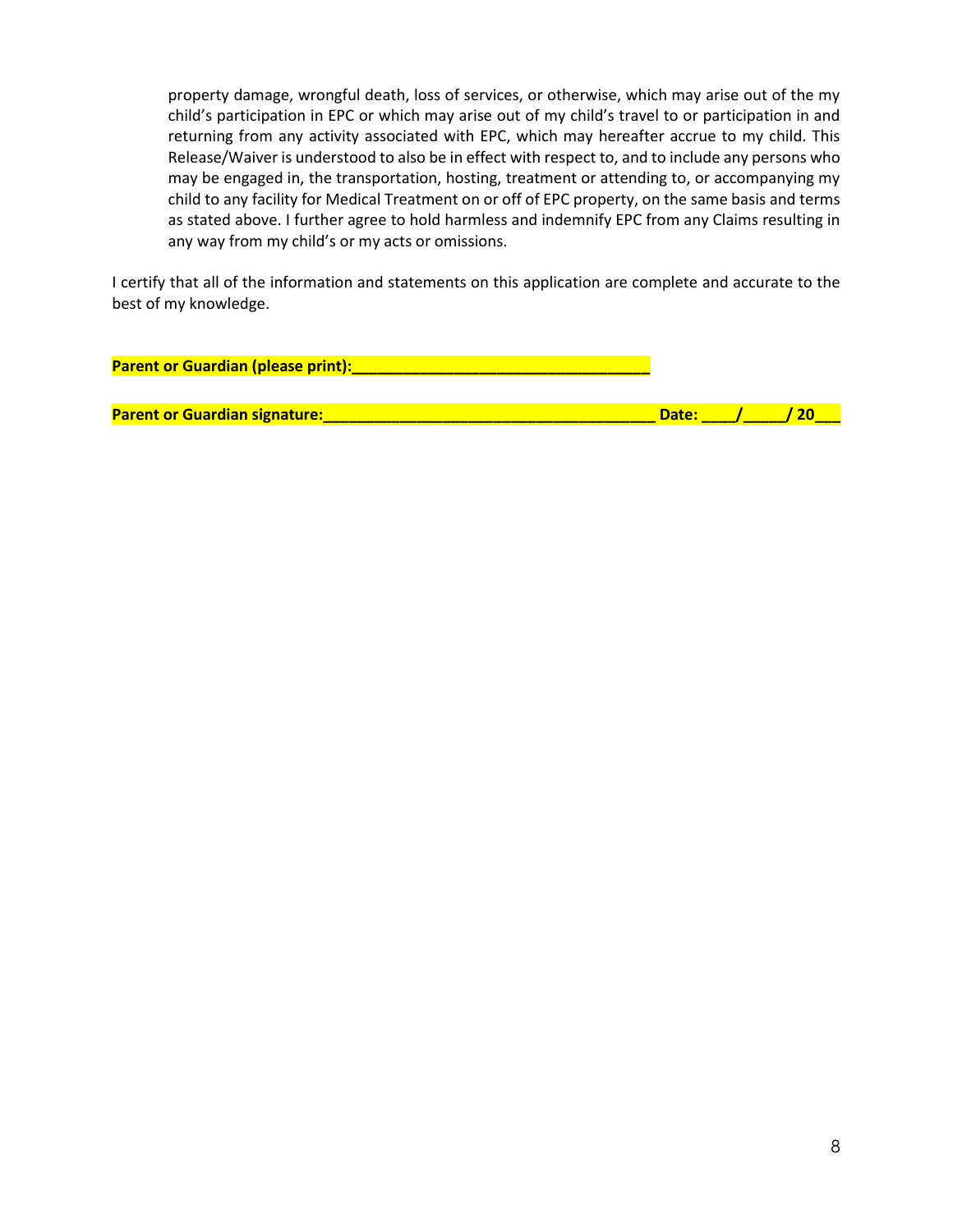property damage, wrongful death, loss of services, or otherwise, which may arise out of the my child's participation in EPC or which may arise out of my child's travel to or participation in and returning from any activity associated with EPC, which may hereafter accrue to my child. This Release/Waiver is understood to also be in effect with respect to, and to include any persons who may be engaged in, the transportation, hosting, treatment or attending to, or accompanying my child to any facility for Medical Treatment on or off of EPC property, on the same basis and terms as stated above. I further agree to hold harmless and indemnify EPC from any Claims resulting in any way from my child's or my acts or omissions.

I certify that all of the information and statements on this application are complete and accurate to the best of my knowledge.

**Parent or Guardian (please print):_________________________________**

**Parent or Guardian signature:_____________________________________ Date: ____/_____/ 20___**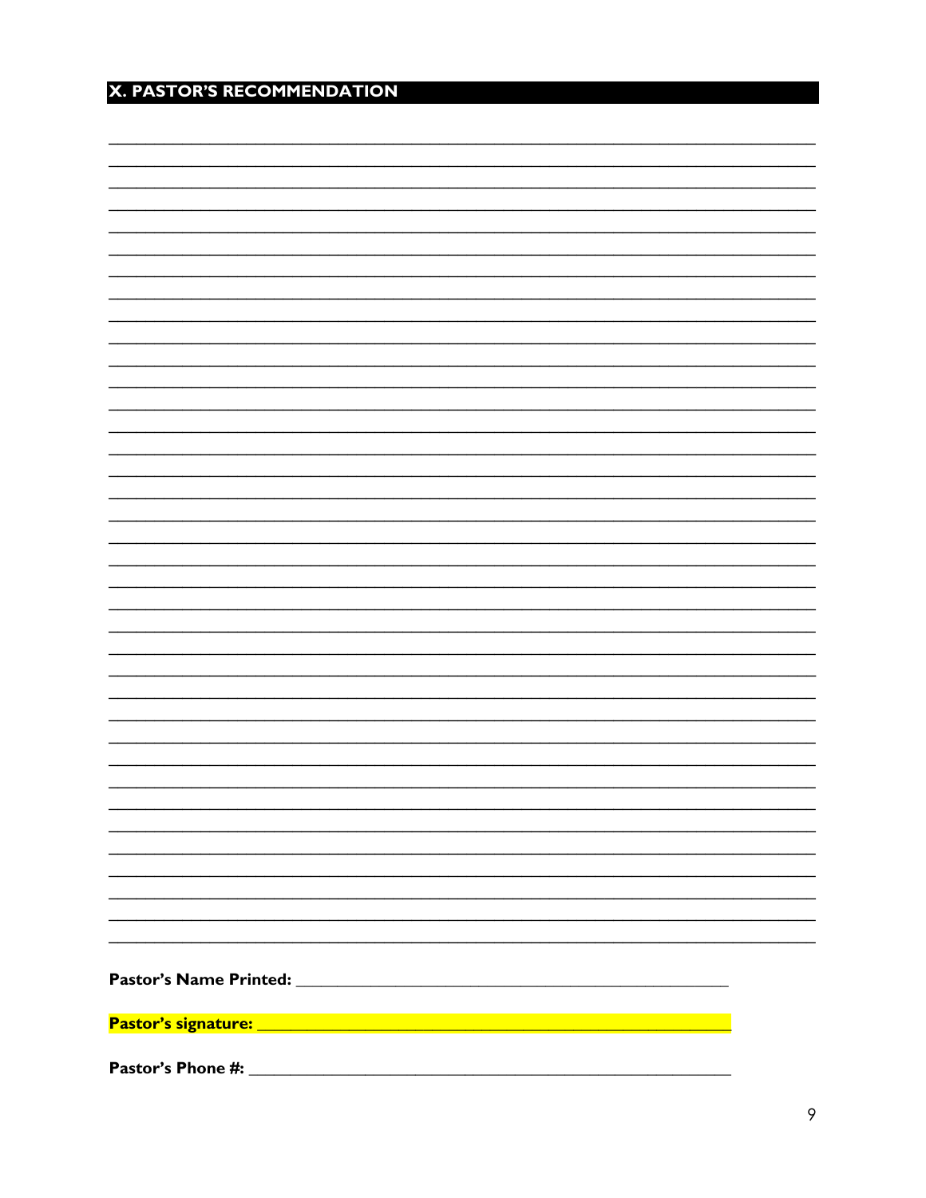## X. PASTOR'S RECOMMENDATION

_______________________________________________________________________________
_______________________________________________________________________________
_______________________________________________________________________________
_______________________________________________________________________________
_______________________________________________________________________________
_______________________________________________________________________________
_______________________________________________________________________________
_______________________________________________________________________________
_______________________________________________________________________________
_______________________________________________________________________________
_______________________________________________________________________________
_______________________________________________________________________________
_______________________________________________________________________________
_______________________________________________________________________________
_______________________________________________________________________________
_______________________________________________________________________________
_______________________________________________________________________________
_______________________________________________________________________________
_______________________________________________________________________________
_______________________________________________________________________________
_______________________________________________________________________________
_______________________________________________________________________________
_______________________________________________________________________________
_______________________________________________________________________________
_______________________________________________________________________________
_______________________________________________________________________________
_______________________________________________________________________________
_______________________________________________________________________________
_______________________________________________________________________________
_______________________________________________________________________________
_______________________________________________________________________________
_______________________________________________________________________________
_______________________________________________________________________________
_______________________________________________________________________________
_______________________________________________________________________________
_______________________________________________________________________________
_______________________________________________________________________________

**Pastor's Name Printed:** ________________________________________________

**Pastor's signature:** ___________________________________________________

**Pastor's Phone #:** ____________________________________________________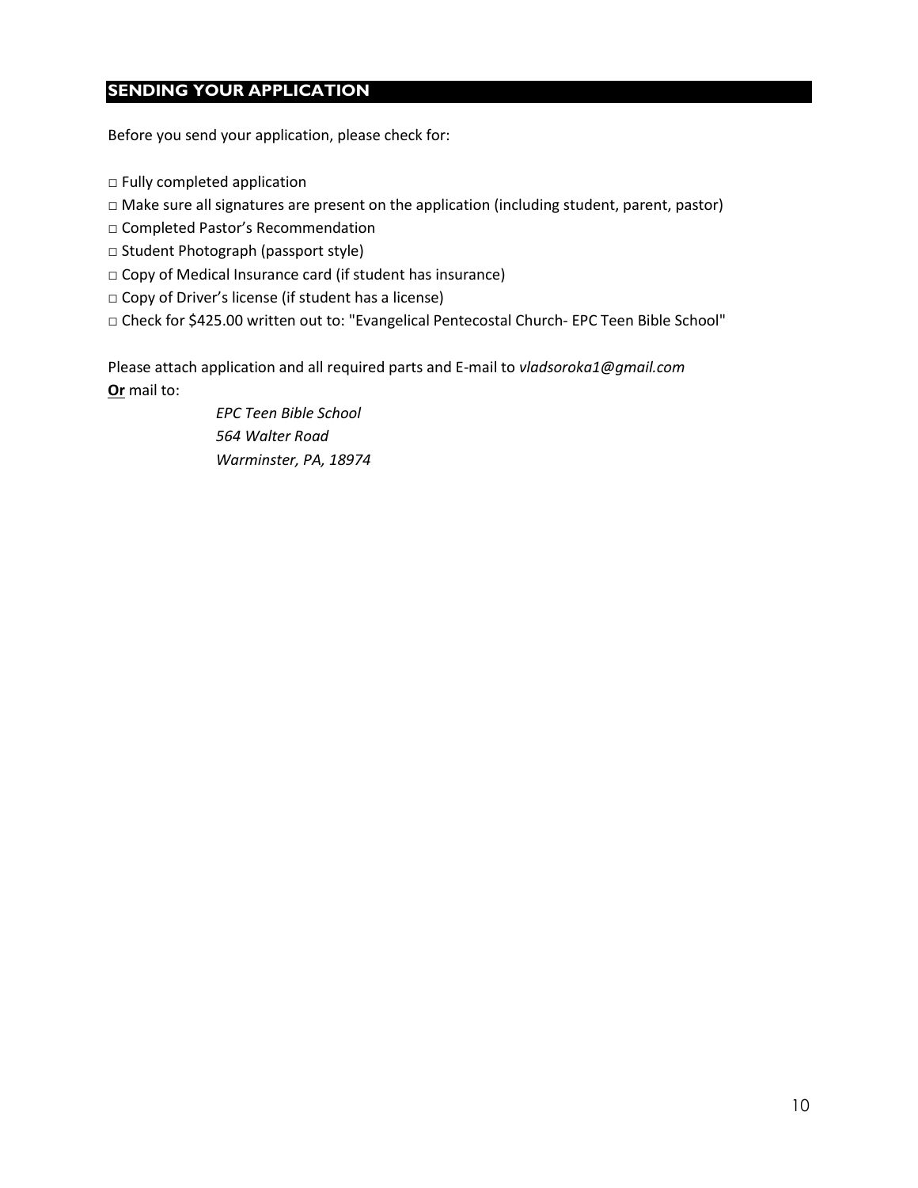## SENDING YOUR APPLICATION

Before you send your application, please check for:

□ Fully completed application
□ Make sure all signatures are present on the application (including student, parent, pastor)
□ Completed Pastor's Recommendation
□ Student Photograph (passport style)
□ Copy of Medical Insurance card (if student has insurance)
□ Copy of Driver's license (if student has a license)
□ Check for $425.00 written out to: "Evangelical Pentecostal Church- EPC Teen Bible School"

Please attach application and all required parts and E-mail to *vladsoroka1@gmail.com*
**Or** mail to:

> *EPC Teen Bible School*
> *564 Walter Road*
> *Warminster, PA, 18974*